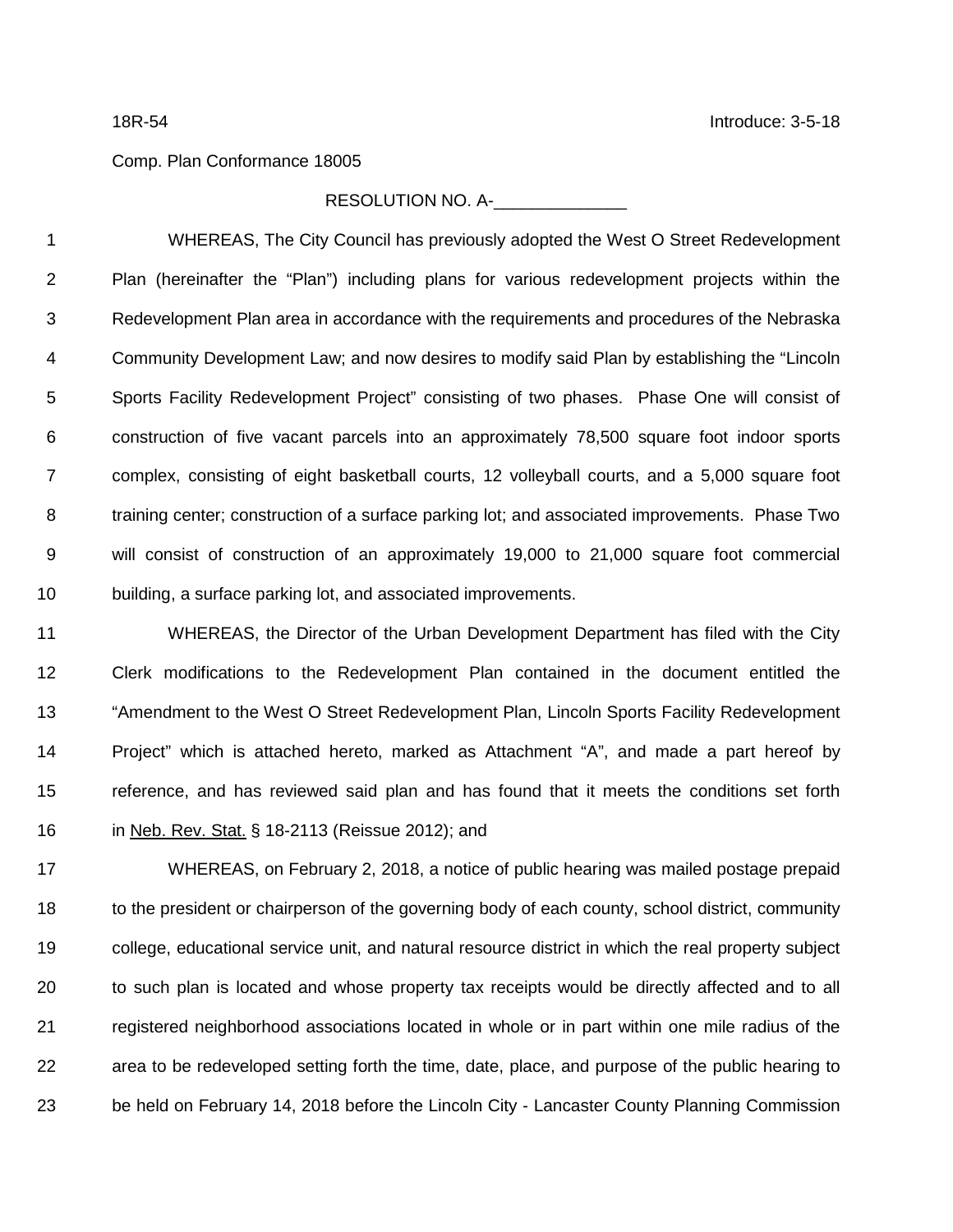18R-54 Introduce: 3-5-18

Comp. Plan Conformance 18005

RESOLUTION NO. A-______________

WHEREAS, The City Council has previously adopted the West O Street Redevelopment Plan (hereinafter the "Plan") including plans for various redevelopment projects within the Redevelopment Plan area in accordance with the requirements and procedures of the Nebraska Community Development Law; and now desires to modify said Plan by establishing the "Lincoln Sports Facility Redevelopment Project" consisting of two phases. Phase One will consist of construction of five vacant parcels into an approximately 78,500 square foot indoor sports complex, consisting of eight basketball courts, 12 volleyball courts, and a 5,000 square foot training center; construction of a surface parking lot; and associated improvements. Phase Two will consist of construction of an approximately 19,000 to 21,000 square foot commercial building, a surface parking lot, and associated improvements.

WHEREAS, the Director of the Urban Development Department has filed with the City Clerk modifications to the Redevelopment Plan contained in the document entitled the "Amendment to the West O Street Redevelopment Plan, Lincoln Sports Facility Redevelopment Project" which is attached hereto, marked as Attachment "A", and made a part hereof by reference, and has reviewed said plan and has found that it meets the conditions set forth in Neb. Rev. Stat. § 18-2113 (Reissue 2012); and

WHEREAS, on February 2, 2018, a notice of public hearing was mailed postage prepaid to the president or chairperson of the governing body of each county, school district, community college, educational service unit, and natural resource district in which the real property subject to such plan is located and whose property tax receipts would be directly affected and to all registered neighborhood associations located in whole or in part within one mile radius of the area to be redeveloped setting forth the time, date, place, and purpose of the public hearing to be held on February 14, 2018 before the Lincoln City - Lancaster County Planning Commission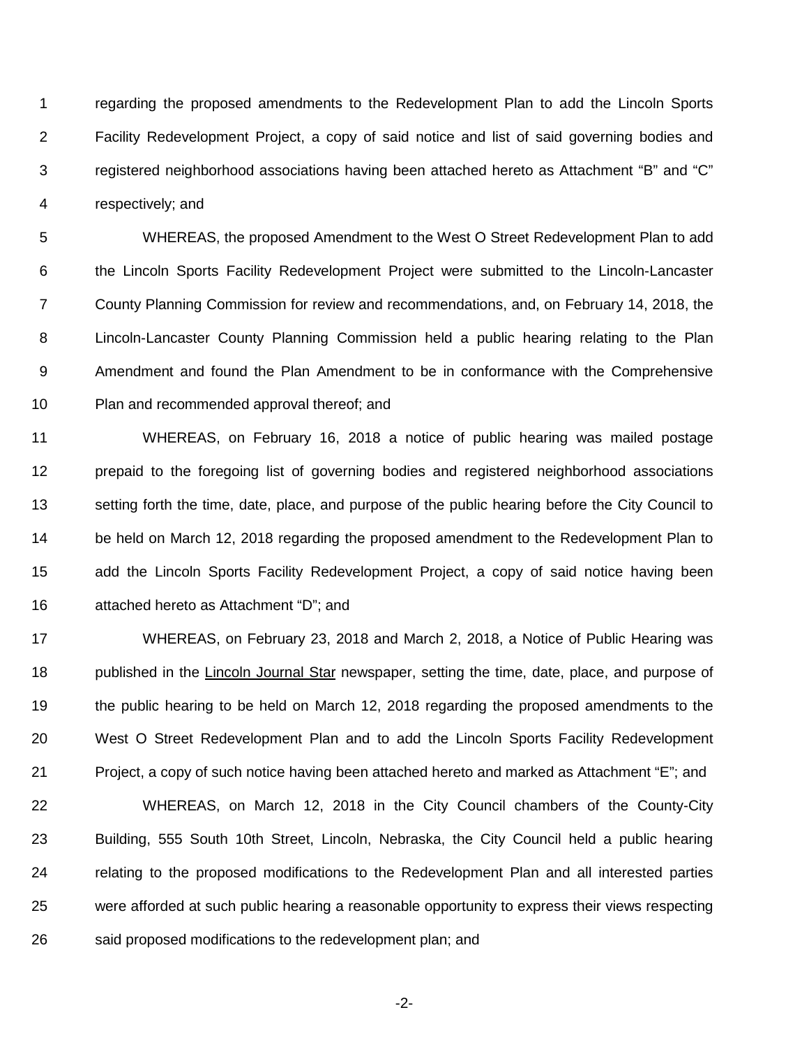regarding the proposed amendments to the Redevelopment Plan to add the Lincoln Sports Facility Redevelopment Project, a copy of said notice and list of said governing bodies and registered neighborhood associations having been attached hereto as Attachment "B" and "C" respectively; and

WHEREAS, the proposed Amendment to the West O Street Redevelopment Plan to add the Lincoln Sports Facility Redevelopment Project were submitted to the Lincoln-Lancaster County Planning Commission for review and recommendations, and, on February 14, 2018, the Lincoln-Lancaster County Planning Commission held a public hearing relating to the Plan Amendment and found the Plan Amendment to be in conformance with the Comprehensive Plan and recommended approval thereof; and

WHEREAS, on February 16, 2018 a notice of public hearing was mailed postage prepaid to the foregoing list of governing bodies and registered neighborhood associations setting forth the time, date, place, and purpose of the public hearing before the City Council to be held on March 12, 2018 regarding the proposed amendment to the Redevelopment Plan to add the Lincoln Sports Facility Redevelopment Project, a copy of said notice having been attached hereto as Attachment "D"; and

WHEREAS, on February 23, 2018 and March 2, 2018, a Notice of Public Hearing was published in the Lincoln Journal Star newspaper, setting the time, date, place, and purpose of the public hearing to be held on March 12, 2018 regarding the proposed amendments to the West O Street Redevelopment Plan and to add the Lincoln Sports Facility Redevelopment Project, a copy of such notice having been attached hereto and marked as Attachment "E"; and

WHEREAS, on March 12, 2018 in the City Council chambers of the County-City Building, 555 South 10th Street, Lincoln, Nebraska, the City Council held a public hearing relating to the proposed modifications to the Redevelopment Plan and all interested parties were afforded at such public hearing a reasonable opportunity to express their views respecting said proposed modifications to the redevelopment plan; and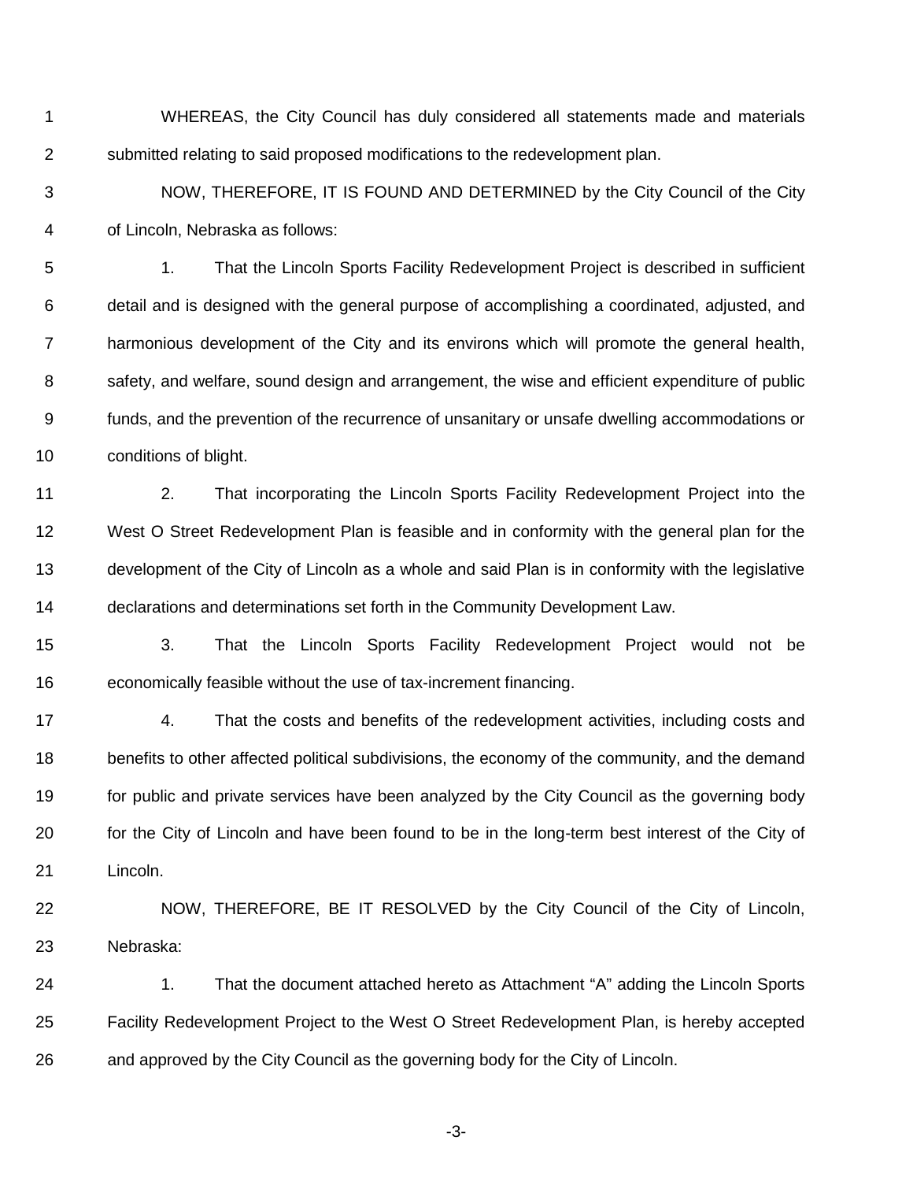WHEREAS, the City Council has duly considered all statements made and materials submitted relating to said proposed modifications to the redevelopment plan.

NOW, THEREFORE, IT IS FOUND AND DETERMINED by the City Council of the City of Lincoln, Nebraska as follows:

1. That the Lincoln Sports Facility Redevelopment Project is described in sufficient detail and is designed with the general purpose of accomplishing a coordinated, adjusted, and harmonious development of the City and its environs which will promote the general health, safety, and welfare, sound design and arrangement, the wise and efficient expenditure of public funds, and the prevention of the recurrence of unsanitary or unsafe dwelling accommodations or conditions of blight.

2. That incorporating the Lincoln Sports Facility Redevelopment Project into the West O Street Redevelopment Plan is feasible and in conformity with the general plan for the development of the City of Lincoln as a whole and said Plan is in conformity with the legislative declarations and determinations set forth in the Community Development Law.

3. That the Lincoln Sports Facility Redevelopment Project would not be economically feasible without the use of tax-increment financing.

4. That the costs and benefits of the redevelopment activities, including costs and benefits to other affected political subdivisions, the economy of the community, and the demand for public and private services have been analyzed by the City Council as the governing body for the City of Lincoln and have been found to be in the long-term best interest of the City of Lincoln.

NOW, THEREFORE, BE IT RESOLVED by the City Council of the City of Lincoln, Nebraska:

1. That the document attached hereto as Attachment "A" adding the Lincoln Sports Facility Redevelopment Project to the West O Street Redevelopment Plan, is hereby accepted and approved by the City Council as the governing body for the City of Lincoln.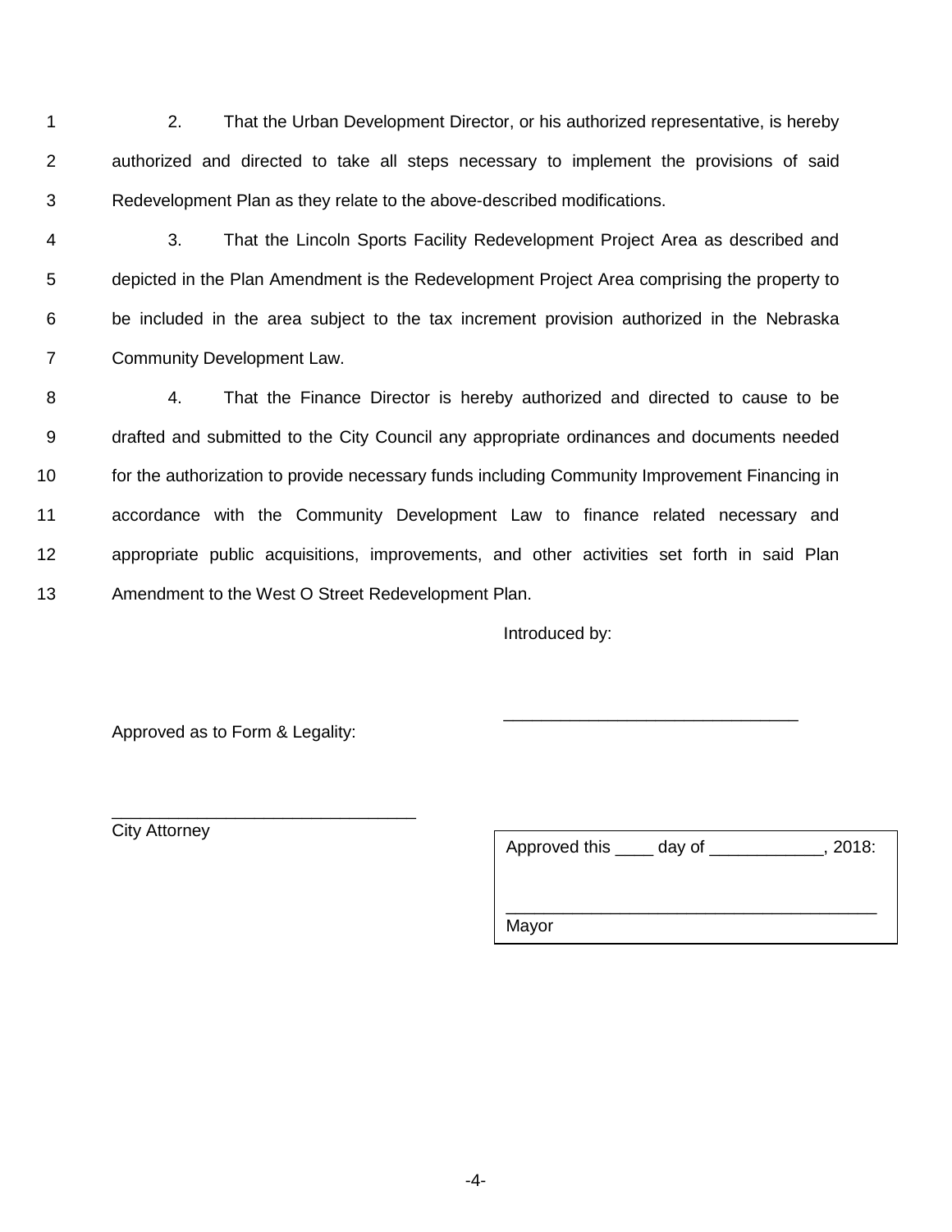2. That the Urban Development Director, or his authorized representative, is hereby authorized and directed to take all steps necessary to implement the provisions of said Redevelopment Plan as they relate to the above-described modifications.

3. That the Lincoln Sports Facility Redevelopment Project Area as described and depicted in the Plan Amendment is the Redevelopment Project Area comprising the property to be included in the area subject to the tax increment provision authorized in the Nebraska Community Development Law.

4. That the Finance Director is hereby authorized and directed to cause to be drafted and submitted to the City Council any appropriate ordinances and documents needed for the authorization to provide necessary funds including Community Improvement Financing in accordance with the Community Development Law to finance related necessary and appropriate public acquisitions, improvements, and other activities set forth in said Plan Amendment to the West O Street Redevelopment Plan.

Introduced by:

_______________________________

Approved as to Form & Legality:

_______________________________
City Attorney

Approved this ____ day of ____________, 2018:

_______________________________________
Mayor